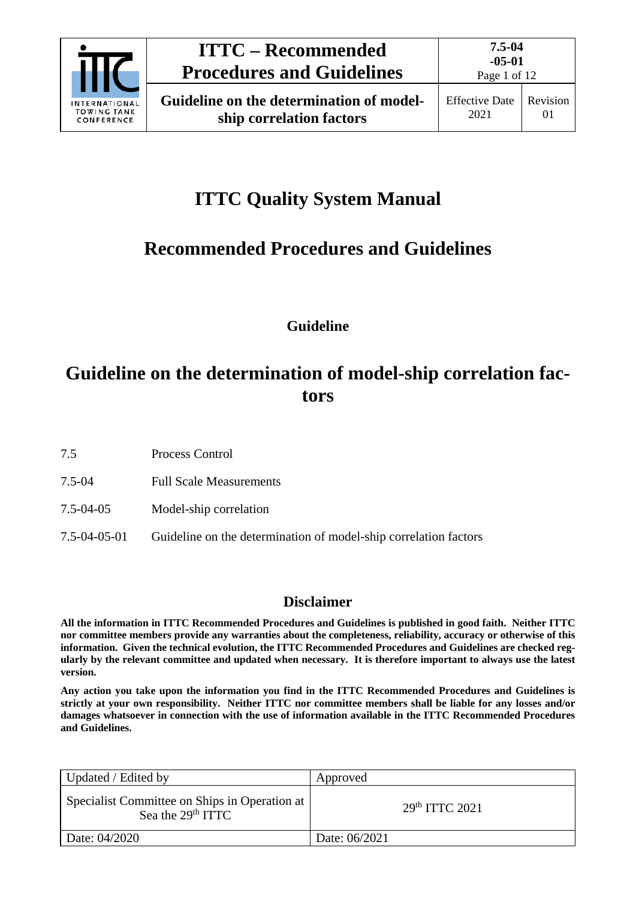# ITTC Quality System Manual

## Recommended Procedures and Guidelines

### Guideline

# Guideline on the determination of model-ship correlation factors

| | |
|---|---|
| 7.5 | Process Control |
| 7.5-04 | Full Scale Measurements |
| 7.5-04-05 | Model-ship correlation |
| 7.5-04-05-01 | Guideline on the determination of model-ship correlation factors |

## Disclaimer

**All the information in ITTC Recommended Procedures and Guidelines is published in good faith. Neither ITTC nor committee members provide any warranties about the completeness, reliability, accuracy or otherwise of this information. Given the technical evolution, the ITTC Recommended Procedures and Guidelines are checked regularly by the relevant committee and updated when necessary. It is therefore important to always use the latest version.**

**Any action you take upon the information you find in the ITTC Recommended Procedures and Guidelines is strictly at your own responsibility. Neither ITTC nor committee members shall be liable for any losses and/or damages whatsoever in connection with the use of information available in the ITTC Recommended Procedures and Guidelines.**

| Updated / Edited by | Approved |
|---|---|
| Specialist Committee on Ships in Operation at Sea the 29th ITTC | 29th ITTC 2021 |
| Date: 04/2020 | Date: 06/2021 |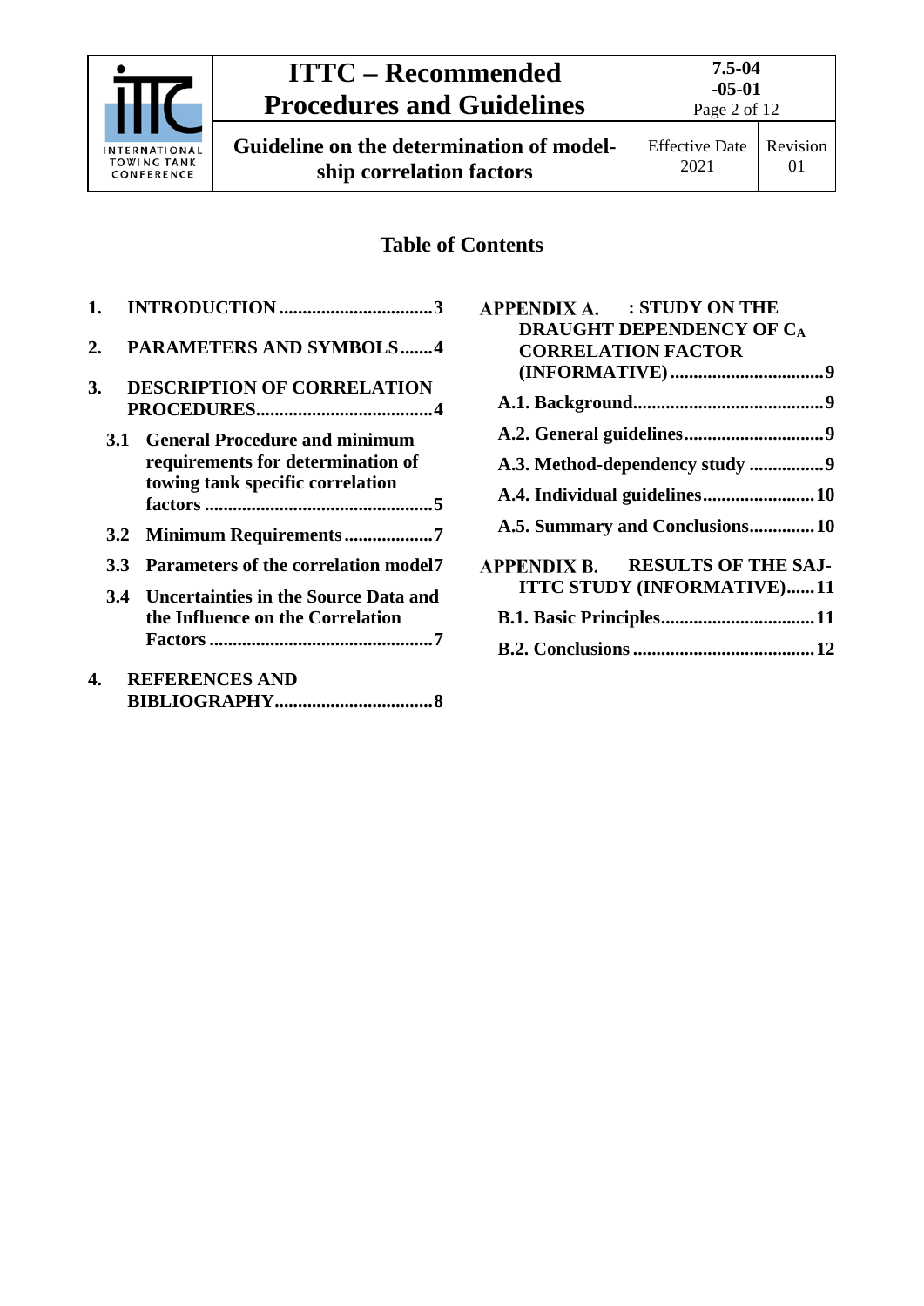## Table of Contents

1. **INTRODUCTION** ................................ 3
2. **PARAMETERS AND SYMBOLS** ....... 4
3. **DESCRIPTION OF CORRELATION PROCEDURES** ...................................... 4
   - **3.1 General Procedure and minimum requirements for determination of towing tank specific correlation factors** ................................................ 5
   - **3.2 Minimum Requirements** .................. 7
   - **3.3 Parameters of the correlation model** 7
   - **3.4 Uncertainties in the Source Data and the Influence on the Correlation Factors** ................................................ 7
4. **REFERENCES AND BIBLIOGRAPHY** ................................. 8

**APPENDIX A. : STUDY ON THE DRAUGHT DEPENDENCY OF $C_A$ CORRELATION FACTOR (INFORMATIVE)** ................................ 9
- **A.1. Background** ........................................ 9
- **A.2. General guidelines** ............................. 9
- **A.3. Method-dependency study** ............... 9
- **A.4. Individual guidelines** ........................ 10
- **A.5. Summary and Conclusions** ............. 10

**APPENDIX B. RESULTS OF THE SAJ-ITTC STUDY (INFORMATIVE)** ...... 11
- **B.1. Basic Principles** ................................. 11
- **B.2. Conclusions** ....................................... 12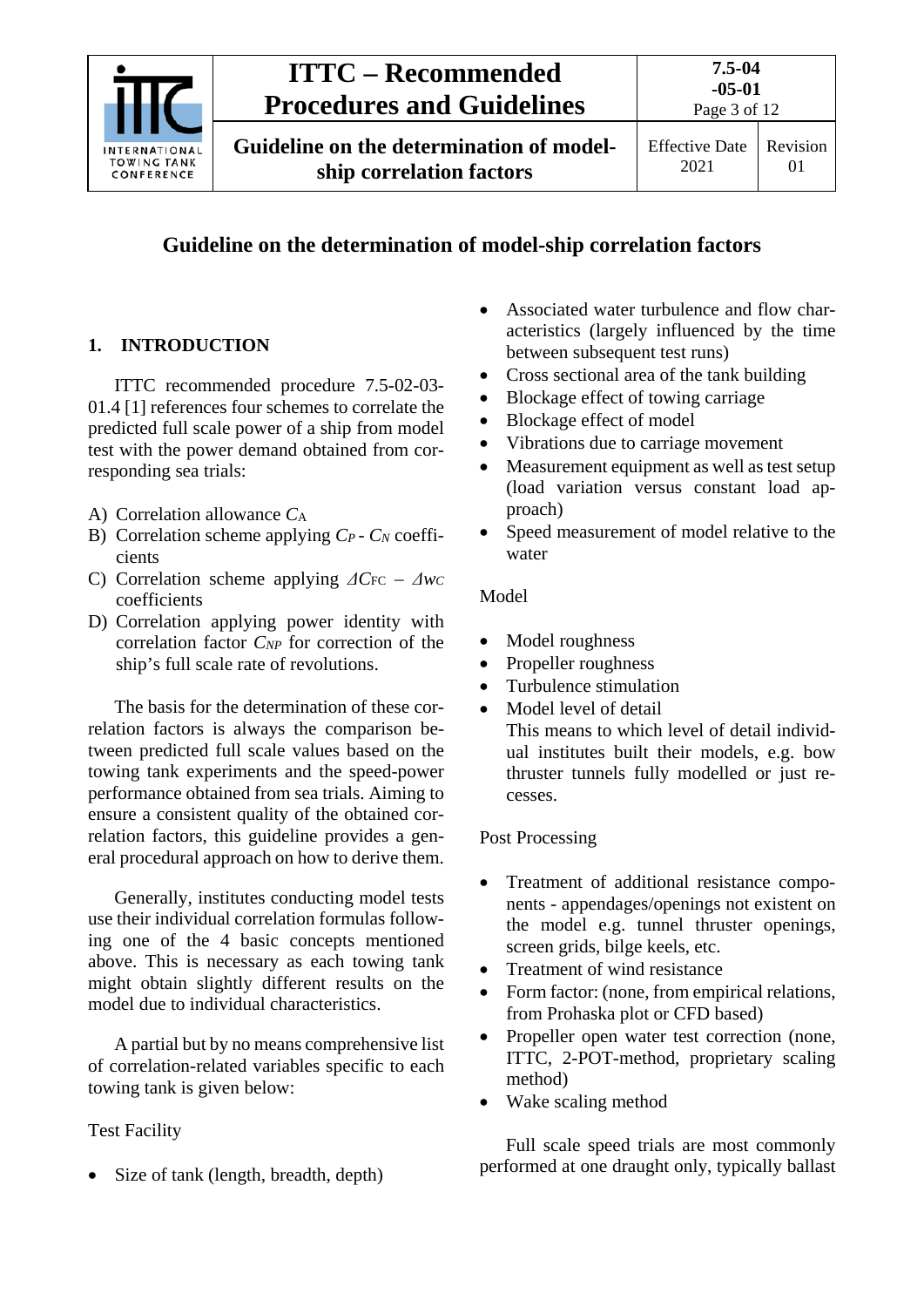# Guideline on the determination of model-ship correlation factors

## 1. INTRODUCTION

ITTC recommended procedure 7.5-02-03-01.4 [1] references four schemes to correlate the predicted full scale power of a ship from model test with the power demand obtained from corresponding sea trials:

A) Correlation allowance $C_A$
B) Correlation scheme applying $C_P$ - $C_N$ coefficients
C) Correlation scheme applying $\Delta C_{FC}$ – $\Delta w_C$ coefficients
D) Correlation applying power identity with correlation factor $C_{NP}$ for correction of the ship's full scale rate of revolutions.

The basis for the determination of these correlation factors is always the comparison between predicted full scale values based on the towing tank experiments and the speed-power performance obtained from sea trials. Aiming to ensure a consistent quality of the obtained correlation factors, this guideline provides a general procedural approach on how to derive them.

Generally, institutes conducting model tests use their individual correlation formulas following one of the 4 basic concepts mentioned above. This is necessary as each towing tank might obtain slightly different results on the model due to individual characteristics.

A partial but by no means comprehensive list of correlation-related variables specific to each towing tank is given below:

Test Facility

- Size of tank (length, breadth, depth)
- Associated water turbulence and flow characteristics (largely influenced by the time between subsequent test runs)
- Cross sectional area of the tank building
- Blockage effect of towing carriage
- Blockage effect of model
- Vibrations due to carriage movement
- Measurement equipment as well as test setup (load variation versus constant load approach)
- Speed measurement of model relative to the water

Model

- Model roughness
- Propeller roughness
- Turbulence stimulation
- Model level of detail
  This means to which level of detail individual institutes built their models, e.g. bow thruster tunnels fully modelled or just recesses.

Post Processing

- Treatment of additional resistance components - appendages/openings not existent on the model e.g. tunnel thruster openings, screen grids, bilge keels, etc.
- Treatment of wind resistance
- Form factor: (none, from empirical relations, from Prohaska plot or CFD based)
- Propeller open water test correction (none, ITTC, 2-POT-method, proprietary scaling method)
- Wake scaling method

Full scale speed trials are most commonly performed at one draught only, typically ballast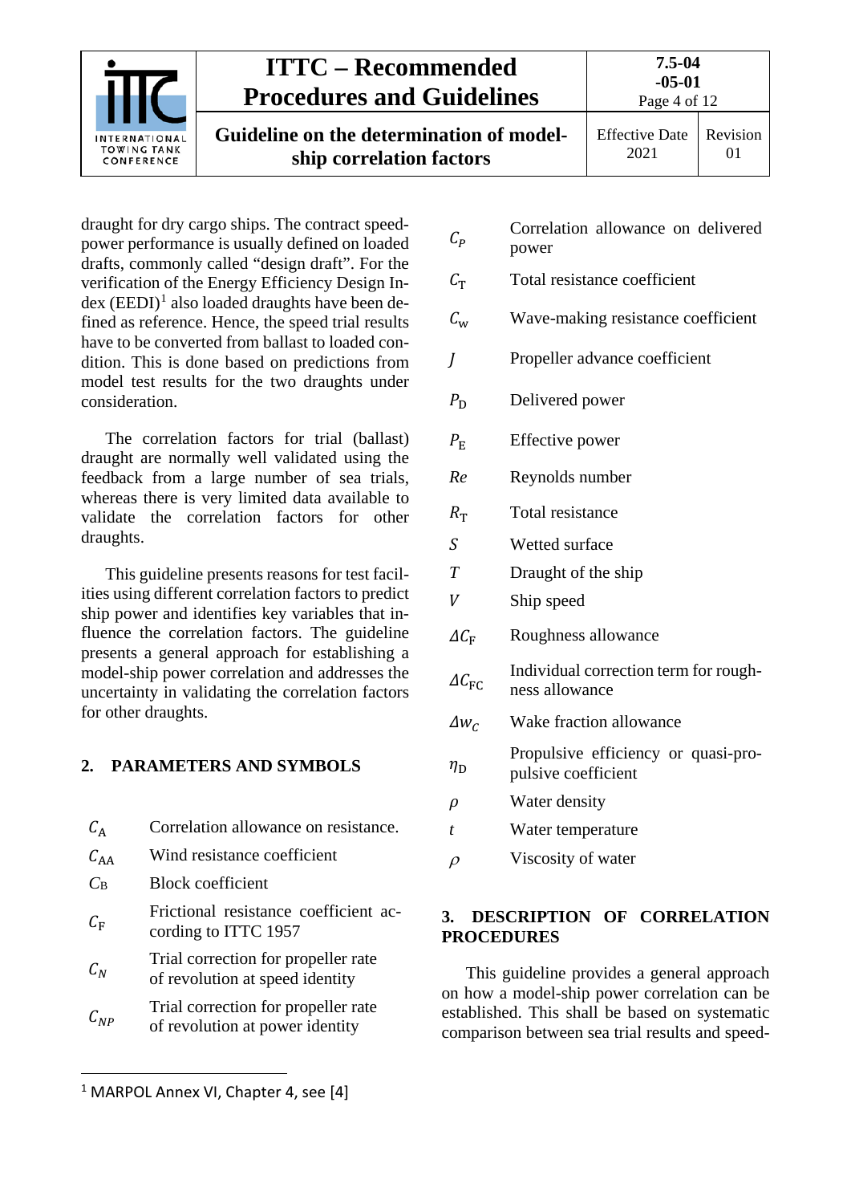draught for dry cargo ships. The contract speed-power performance is usually defined on loaded drafts, commonly called “design draft”. For the verification of the Energy Efficiency Design Index (EEDI)[1] also loaded draughts have been defined as reference. Hence, the speed trial results have to be converted from ballast to loaded condition. This is done based on predictions from model test results for the two draughts under consideration.

The correlation factors for trial (ballast) draught are normally well validated using the feedback from a large number of sea trials, whereas there is very limited data available to validate the correlation factors for other draughts.

This guideline presents reasons for test facilities using different correlation factors to predict ship power and identifies key variables that influence the correlation factors. The guideline presents a general approach for establishing a model-ship power correlation and addresses the uncertainty in validating the correlation factors for other draughts.

## 2. PARAMETERS AND SYMBOLS

| | |
|---|---|
| $C_A$ | Correlation allowance on resistance. |
| $C_{AA}$ | Wind resistance coefficient |
| $C_B$ | Block coefficient |
| $C_F$ | Frictional resistance coefficient according to ITTC 1957 |
| $C_N$ | Trial correction for propeller rate of revolution at speed identity |
| $C_{NP}$ | Trial correction for propeller rate of revolution at power identity |
| $C_P$ | Correlation allowance on delivered power |
| $C_T$ | Total resistance coefficient |
| $C_w$ | Wave-making resistance coefficient |
| $J$ | Propeller advance coefficient |
| $P_D$ | Delivered power |
| $P_E$ | Effective power |
| $Re$ | Reynolds number |
| $R_T$ | Total resistance |
| $S$ | Wetted surface |
| $T$ | Draught of the ship |
| $V$ | Ship speed |
| $\Delta C_F$ | Roughness allowance |
| $\Delta C_{FC}$ | Individual correction term for roughness allowance |
| $\Delta w_C$ | Wake fraction allowance |
| $\eta_D$ | Propulsive efficiency or quasi-propulsive coefficient |
| $\rho$ | Water density |
| $t$ | Water temperature |
| $\rho$ | Viscosity of water |

## 3. DESCRIPTION OF CORRELATION PROCEDURES

This guideline provides a general approach on how a model-ship power correlation can be established. This shall be based on systematic comparison between sea trial results and speed-

[1] MARPOL Annex VI, Chapter 4, see [4]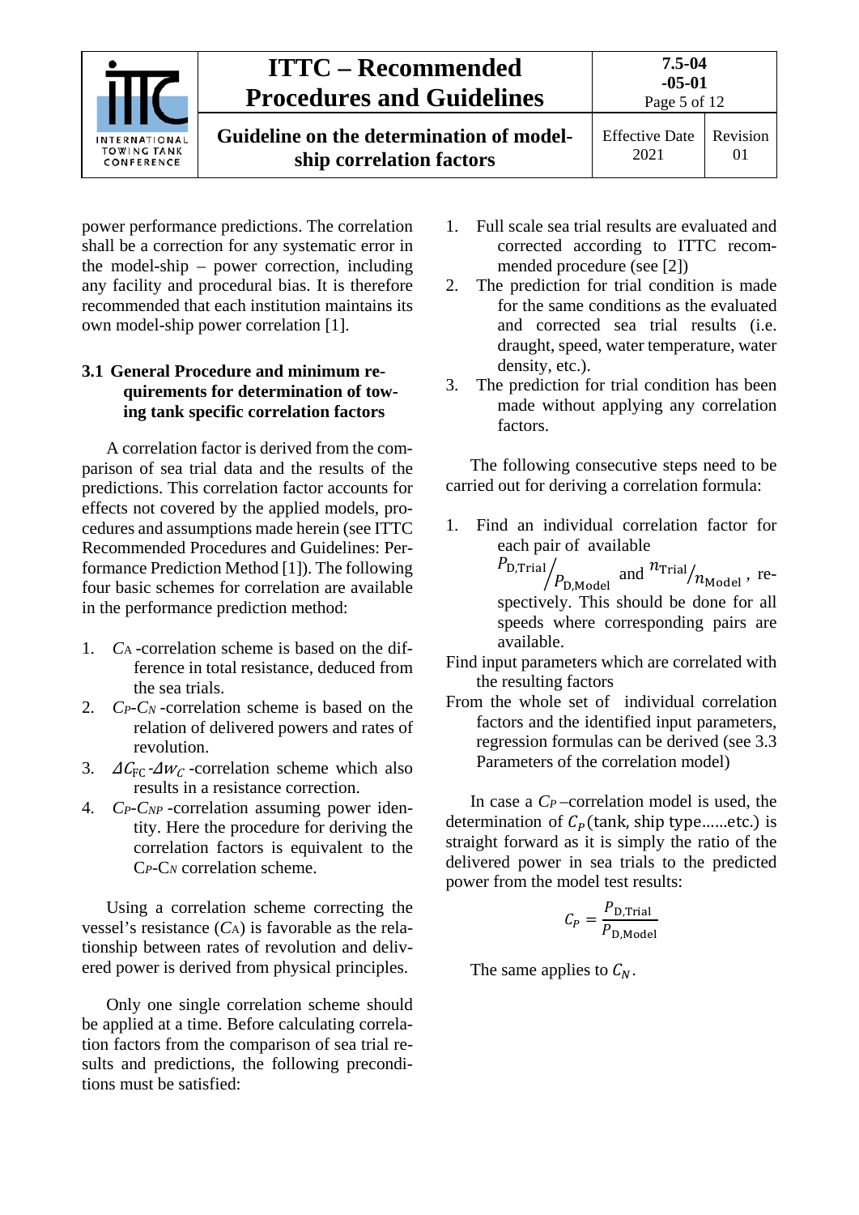power performance predictions. The correlation shall be a correction for any systematic error in the model-ship – power correction, including any facility and procedural bias. It is therefore recommended that each institution maintains its own model-ship power correlation [1].

### 3.1 General Procedure and minimum requirements for determination of towing tank specific correlation factors

A correlation factor is derived from the comparison of sea trial data and the results of the predictions. This correlation factor accounts for effects not covered by the applied models, procedures and assumptions made herein (see ITTC Recommended Procedures and Guidelines: Performance Prediction Method [1]). The following four basic schemes for correlation are available in the performance prediction method:

1. $C_A$ -correlation scheme is based on the difference in total resistance, deduced from the sea trials.
2. $C_P$-$C_N$ -correlation scheme is based on the relation of delivered powers and rates of revolution.
3. $\Delta C_{FC}$-$\Delta w_C$ -correlation scheme which also results in a resistance correction.
4. $C_P$-$C_{NP}$ -correlation assuming power identity. Here the procedure for deriving the correlation factors is equivalent to the $C_P$-$C_N$ correlation scheme.

Using a correlation scheme correcting the vessel's resistance ($C_A$) is favorable as the relationship between rates of revolution and delivered power is derived from physical principles.

Only one single correlation scheme should be applied at a time. Before calculating correlation factors from the comparison of sea trial results and predictions, the following preconditions must be satisfied:

1. Full scale sea trial results are evaluated and corrected according to ITTC recommended procedure (see [2])
2. The prediction for trial condition is made for the same conditions as the evaluated and corrected sea trial results (i.e. draught, speed, water temperature, water density, etc.).
3. The prediction for trial condition has been made without applying any correlation factors.

The following consecutive steps need to be carried out for deriving a correlation formula:

1. Find an individual correlation factor for each pair of available $P_{\text{D,Trial}}/P_{\text{D,Model}}$ and $n_{\text{Trial}}/n_{\text{Model}}$, respectively. This should be done for all speeds where corresponding pairs are available.

Find input parameters which are correlated with the resulting factors

From the whole set of individual correlation factors and the identified input parameters, regression formulas can be derived (see 3.3 Parameters of the correlation model)

In case a $C_P$ –correlation model is used, the determination of $C_P$(tank, ship type……etc.) is straight forward as it is simply the ratio of the delivered power in sea trials to the predicted power from the model test results:

$$C_P = \frac{P_{\text{D,Trial}}}{P_{\text{D,Model}}}$$

The same applies to $C_N$.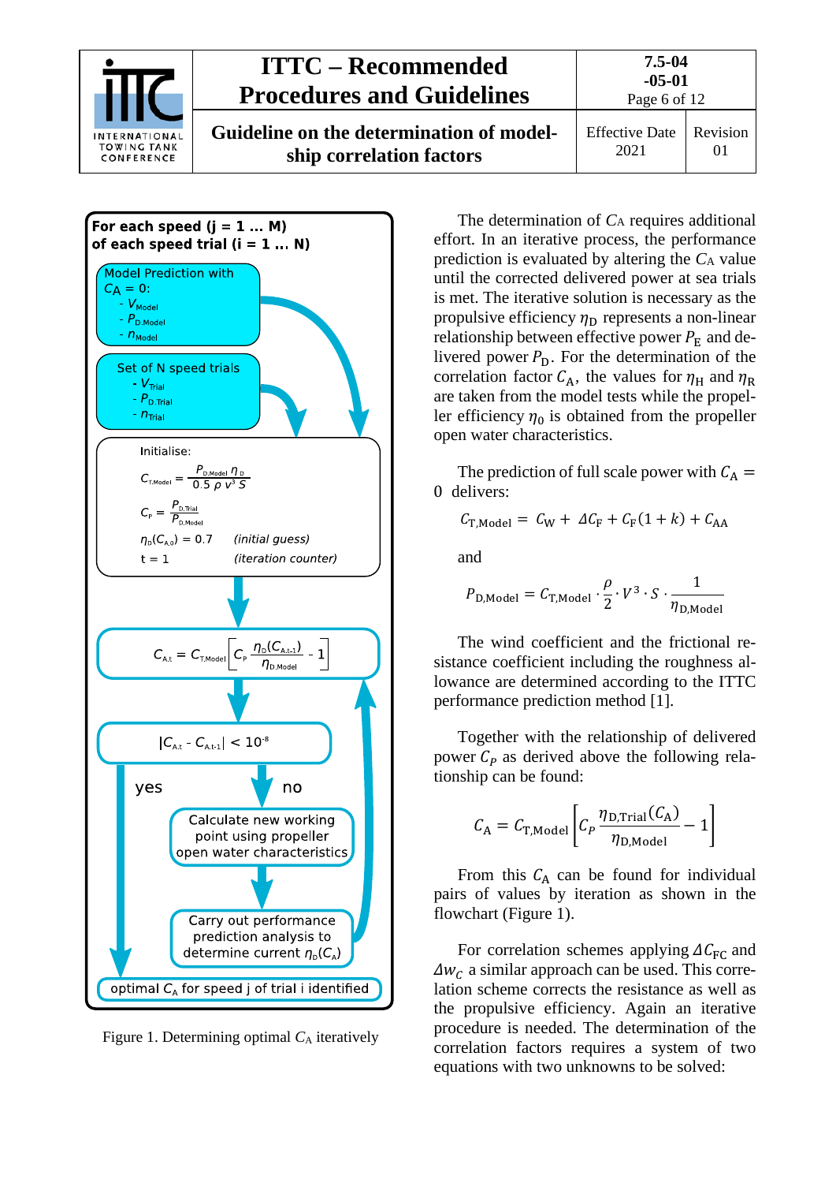**For each speed (j = 1 … M)**
**of each speed trial (i = 1 … N)**

Model Prediction with $C_A = 0$:
- $V_{Model}$
- $P_{D.Model}$
- $n_{Model}$

Set of N speed trials
- $V_{Trial}$
- $P_{D.Trial}$
- $n_{Trial}$

Initialise:

$$C_{T.Model} = \frac{P_{D.Model}\,\eta_D}{0.5\,\rho\,V^3\,S}$$

$$C_P = \frac{P_{D.Trial}}{P_{D.Model}}$$

$\eta_D(C_{A,0}) = 0.7$ *(initial guess)*

$t = 1$ *(iteration counter)*

$$C_{A,t} = C_{T.Model}\left[C_P\,\frac{\eta_D(C_{A,t-1})}{\eta_{D.Model}} - 1\right]$$

$|C_{A,t} - C_{A,t-1}| < 10^{-8}$

yes → optimal $C_A$ for speed j of trial i identified

no → Calculate new working point using propeller open water characteristics → Carry out performance prediction analysis to determine current $\eta_D(C_A)$

Figure 1. Determining optimal $C_A$ iteratively

The determination of $C_A$ requires additional effort. In an iterative process, the performance prediction is evaluated by altering the $C_A$ value until the corrected delivered power at sea trials is met. The iterative solution is necessary as the propulsive efficiency $\eta_D$ represents a non-linear relationship between effective power $P_E$ and delivered power $P_D$. For the determination of the correlation factor $C_A$, the values for $\eta_H$ and $\eta_R$ are taken from the model tests while the propeller efficiency $\eta_0$ is obtained from the propeller open water characteristics.

The prediction of full scale power with $C_A = 0$ delivers:

$$C_{T,\text{Model}} = C_W + \Delta C_F + C_F(1+k) + C_{AA}$$

and

$$P_{D,\text{Model}} = C_{T,\text{Model}} \cdot \frac{\rho}{2} \cdot V^3 \cdot S \cdot \frac{1}{\eta_{D,\text{Model}}}$$

The wind coefficient and the frictional resistance coefficient including the roughness allowance are determined according to the ITTC performance prediction method [1].

Together with the relationship of delivered power $C_P$ as derived above the following relationship can be found:

$$C_A = C_{T,\text{Model}}\left[C_P\,\frac{\eta_{D,\text{Trial}}(C_A)}{\eta_{D,\text{Model}}} - 1\right]$$

From this $C_A$ can be found for individual pairs of values by iteration as shown in the flowchart (Figure 1).

For correlation schemes applying $\Delta C_{FC}$ and $\Delta w_C$ a similar approach can be used. This correlation scheme corrects the resistance as well as the propulsive efficiency. Again an iterative procedure is needed. The determination of the correlation factors requires a system of two equations with two unknowns to be solved: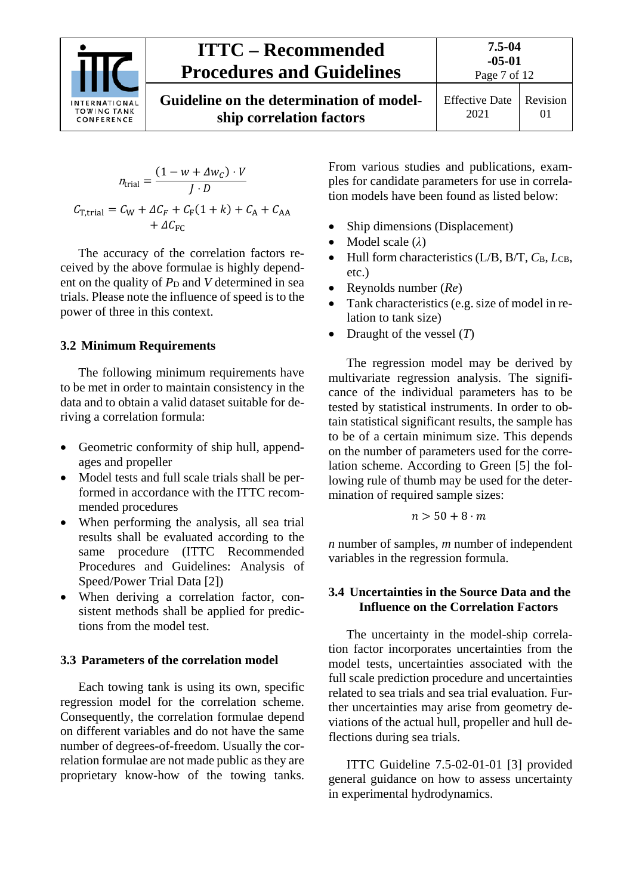$$\eta_{\text{trial}} = \frac{(1 - w + \Delta w_C) \cdot V}{J \cdot D}$$

$$C_{\text{T,trial}} = C_{\text{W}} + \Delta C_F + C_{\text{F}}(1+k) + C_{\text{A}} + C_{\text{AA}} + \Delta C_{\text{FC}}$$

The accuracy of the correlation factors received by the above formulae is highly dependent on the quality of $P_{\text{D}}$ and $V$ determined in sea trials. Please note the influence of speed is to the power of three in this context.

### 3.2 Minimum Requirements

The following minimum requirements have to be met in order to maintain consistency in the data and to obtain a valid dataset suitable for deriving a correlation formula:

- Geometric conformity of ship hull, appendages and propeller
- Model tests and full scale trials shall be performed in accordance with the ITTC recommended procedures
- When performing the analysis, all sea trial results shall be evaluated according to the same procedure (ITTC Recommended Procedures and Guidelines: Analysis of Speed/Power Trial Data [2])
- When deriving a correlation factor, consistent methods shall be applied for predictions from the model test.

### 3.3 Parameters of the correlation model

Each towing tank is using its own, specific regression model for the correlation scheme. Consequently, the correlation formulae depend on different variables and do not have the same number of degrees-of-freedom. Usually the correlation formulae are not made public as they are proprietary know-how of the towing tanks. From various studies and publications, examples for candidate parameters for use in correlation models have been found as listed below:

- Ship dimensions (Displacement)
- Model scale ($\lambda$)
- Hull form characteristics (L/B, B/T, $C_{\text{B}}$, $L_{\text{CB}}$, etc.)
- Reynolds number (*Re*)
- Tank characteristics (e.g. size of model in relation to tank size)
- Draught of the vessel ($T$)

The regression model may be derived by multivariate regression analysis. The significance of the individual parameters has to be tested by statistical instruments. In order to obtain statistical significant results, the sample has to be of a certain minimum size. This depends on the number of parameters used for the correlation scheme. According to Green [5] the following rule of thumb may be used for the determination of required sample sizes:

$$n > 50 + 8 \cdot m$$

$n$ number of samples, $m$ number of independent variables in the regression formula.

### 3.4 Uncertainties in the Source Data and the Influence on the Correlation Factors

The uncertainty in the model-ship correlation factor incorporates uncertainties from the model tests, uncertainties associated with the full scale prediction procedure and uncertainties related to sea trials and sea trial evaluation. Further uncertainties may arise from geometry deviations of the actual hull, propeller and hull deflections during sea trials.

ITTC Guideline 7.5-02-01-01 [3] provided general guidance on how to assess uncertainty in experimental hydrodynamics.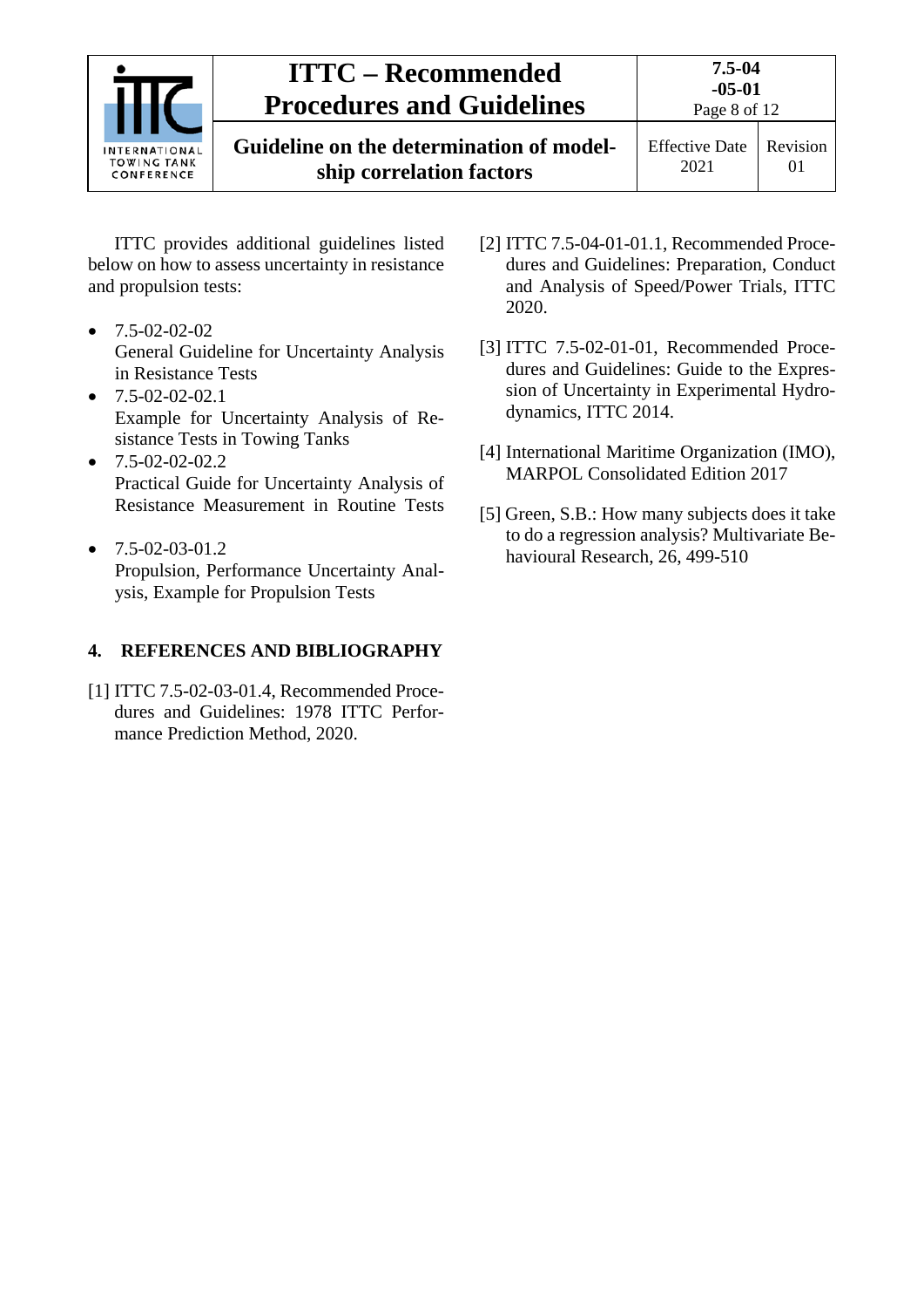ITTC provides additional guidelines listed below on how to assess uncertainty in resistance and propulsion tests:

- 7.5-02-02-02
  General Guideline for Uncertainty Analysis in Resistance Tests
- 7.5-02-02-02.1
  Example for Uncertainty Analysis of Resistance Tests in Towing Tanks
- 7.5-02-02-02.2
  Practical Guide for Uncertainty Analysis of Resistance Measurement in Routine Tests
- 7.5-02-03-01.2
  Propulsion, Performance Uncertainty Analysis, Example for Propulsion Tests

## 4. REFERENCES AND BIBLIOGRAPHY

[1] ITTC 7.5-02-03-01.4, Recommended Procedures and Guidelines: 1978 ITTC Performance Prediction Method, 2020.

[2] ITTC 7.5-04-01-01.1, Recommended Procedures and Guidelines: Preparation, Conduct and Analysis of Speed/Power Trials, ITTC 2020.

[3] ITTC 7.5-02-01-01, Recommended Procedures and Guidelines: Guide to the Expression of Uncertainty in Experimental Hydrodynamics, ITTC 2014.

[4] International Maritime Organization (IMO), MARPOL Consolidated Edition 2017

[5] Green, S.B.: How many subjects does it take to do a regression analysis? Multivariate Behavioural Research, 26, 499-510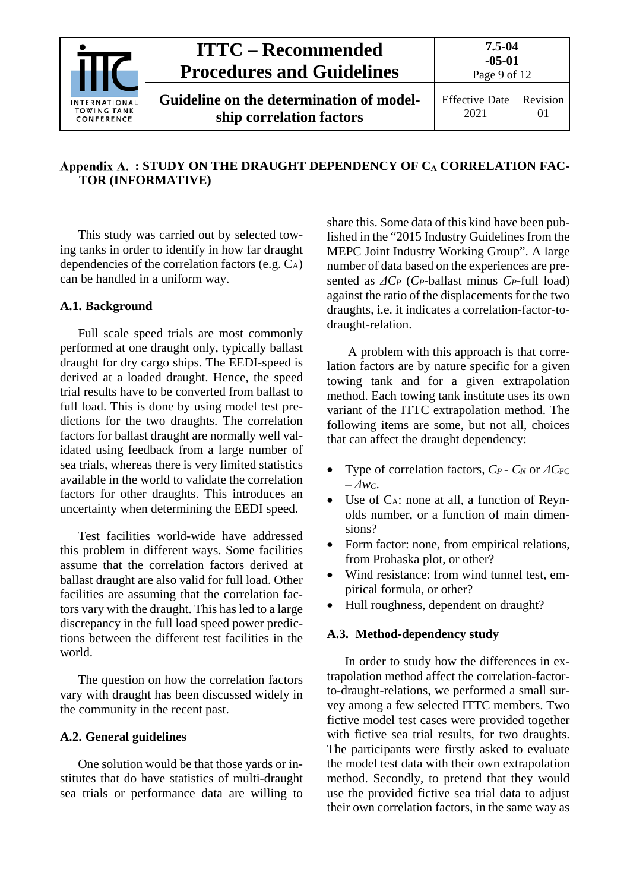## Appendix A. : STUDY ON THE DRAUGHT DEPENDENCY OF $C_A$ CORRELATION FACTOR (INFORMATIVE)

This study was carried out by selected towing tanks in order to identify in how far draught dependencies of the correlation factors (e.g. $C_A$) can be handled in a uniform way.

### A.1. Background

Full scale speed trials are most commonly performed at one draught only, typically ballast draught for dry cargo ships. The EEDI-speed is derived at a loaded draught. Hence, the speed trial results have to be converted from ballast to full load. This is done by using model test predictions for the two draughts. The correlation factors for ballast draught are normally well validated using feedback from a large number of sea trials, whereas there is very limited statistics available in the world to validate the correlation factors for other draughts. This introduces an uncertainty when determining the EEDI speed.

Test facilities world-wide have addressed this problem in different ways. Some facilities assume that the correlation factors derived at ballast draught are also valid for full load. Other facilities are assuming that the correlation factors vary with the draught. This has led to a large discrepancy in the full load speed power predictions between the different test facilities in the world.

The question on how the correlation factors vary with draught has been discussed widely in the community in the recent past.

### A.2. General guidelines

One solution would be that those yards or institutes that do have statistics of multi-draught sea trials or performance data are willing to share this. Some data of this kind have been published in the "2015 Industry Guidelines from the MEPC Joint Industry Working Group". A large number of data based on the experiences are presented as $\Delta C_P$ ($C_P$-ballast minus $C_P$-full load) against the ratio of the displacements for the two draughts, i.e. it indicates a correlation-factor-to-draught-relation.

A problem with this approach is that correlation factors are by nature specific for a given towing tank and for a given extrapolation method. Each towing tank institute uses its own variant of the ITTC extrapolation method. The following items are some, but not all, choices that can affect the draught dependency:

- Type of correlation factors, $C_P$ - $C_N$ or $\Delta C_{FC}$ – $\Delta w_C$.
- Use of $C_A$: none at all, a function of Reynolds number, or a function of main dimensions?
- Form factor: none, from empirical relations, from Prohaska plot, or other?
- Wind resistance: from wind tunnel test, empirical formula, or other?
- Hull roughness, dependent on draught?

### A.3. Method-dependency study

In order to study how the differences in extrapolation method affect the correlation-factor-to-draught-relations, we performed a small survey among a few selected ITTC members. Two fictive model test cases were provided together with fictive sea trial results, for two draughts. The participants were firstly asked to evaluate the model test data with their own extrapolation method. Secondly, to pretend that they would use the provided fictive sea trial data to adjust their own correlation factors, in the same way as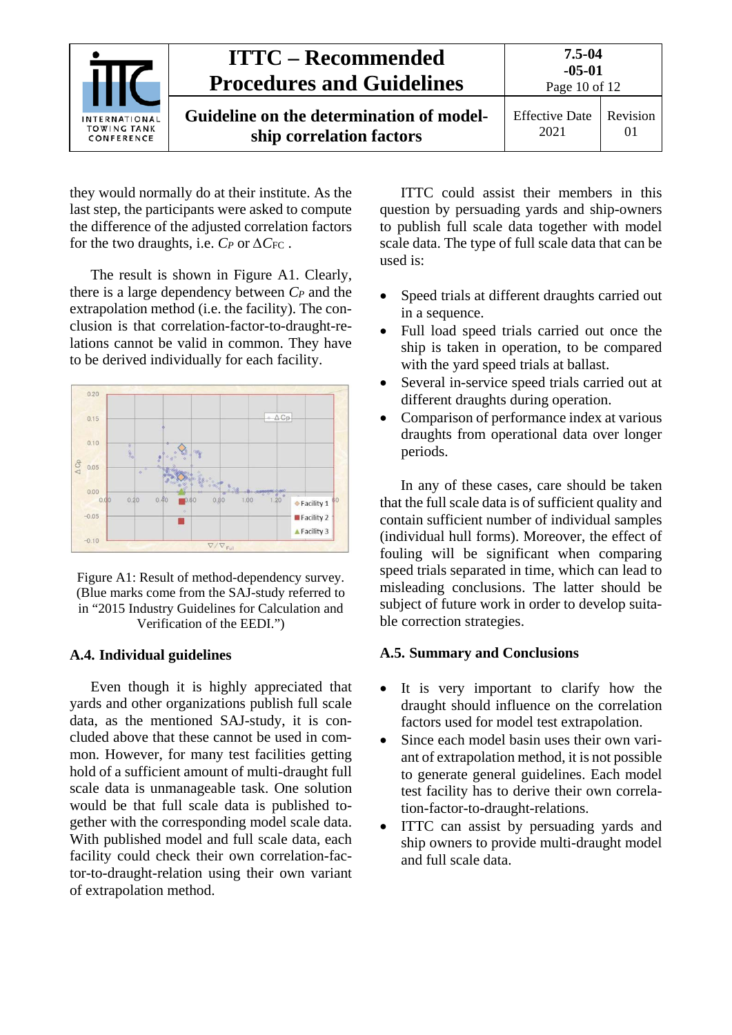they would normally do at their institute. As the last step, the participants were asked to compute the difference of the adjusted correlation factors for the two draughts, i.e. $C_P$ or $\Delta C_{FC}$ .

The result is shown in Figure A1. Clearly, there is a large dependency between $C_P$ and the extrapolation method (i.e. the facility). The conclusion is that correlation-factor-to-draught-relations cannot be valid in common. They have to be derived individually for each facility.

Figure A1: Result of method-dependency survey. (Blue marks come from the SAJ-study referred to in “2015 Industry Guidelines for Calculation and Verification of the EEDI.”)

### A.4. Individual guidelines

Even though it is highly appreciated that yards and other organizations publish full scale data, as the mentioned SAJ-study, it is concluded above that these cannot be used in common. However, for many test facilities getting hold of a sufficient amount of multi-draught full scale data is unmanageable task. One solution would be that full scale data is published together with the corresponding model scale data. With published model and full scale data, each facility could check their own correlation-factor-to-draught-relation using their own variant of extrapolation method.

ITTC could assist their members in this question by persuading yards and ship-owners to publish full scale data together with model scale data. The type of full scale data that can be used is:

- Speed trials at different draughts carried out in a sequence.
- Full load speed trials carried out once the ship is taken in operation, to be compared with the yard speed trials at ballast.
- Several in-service speed trials carried out at different draughts during operation.
- Comparison of performance index at various draughts from operational data over longer periods.

In any of these cases, care should be taken that the full scale data is of sufficient quality and contain sufficient number of individual samples (individual hull forms). Moreover, the effect of fouling will be significant when comparing speed trials separated in time, which can lead to misleading conclusions. The latter should be subject of future work in order to develop suitable correction strategies.

### A.5. Summary and Conclusions

- It is very important to clarify how the draught should influence on the correlation factors used for model test extrapolation.
- Since each model basin uses their own variant of extrapolation method, it is not possible to generate general guidelines. Each model test facility has to derive their own correlation-factor-to-draught-relations.
- ITTC can assist by persuading yards and ship owners to provide multi-draught model and full scale data.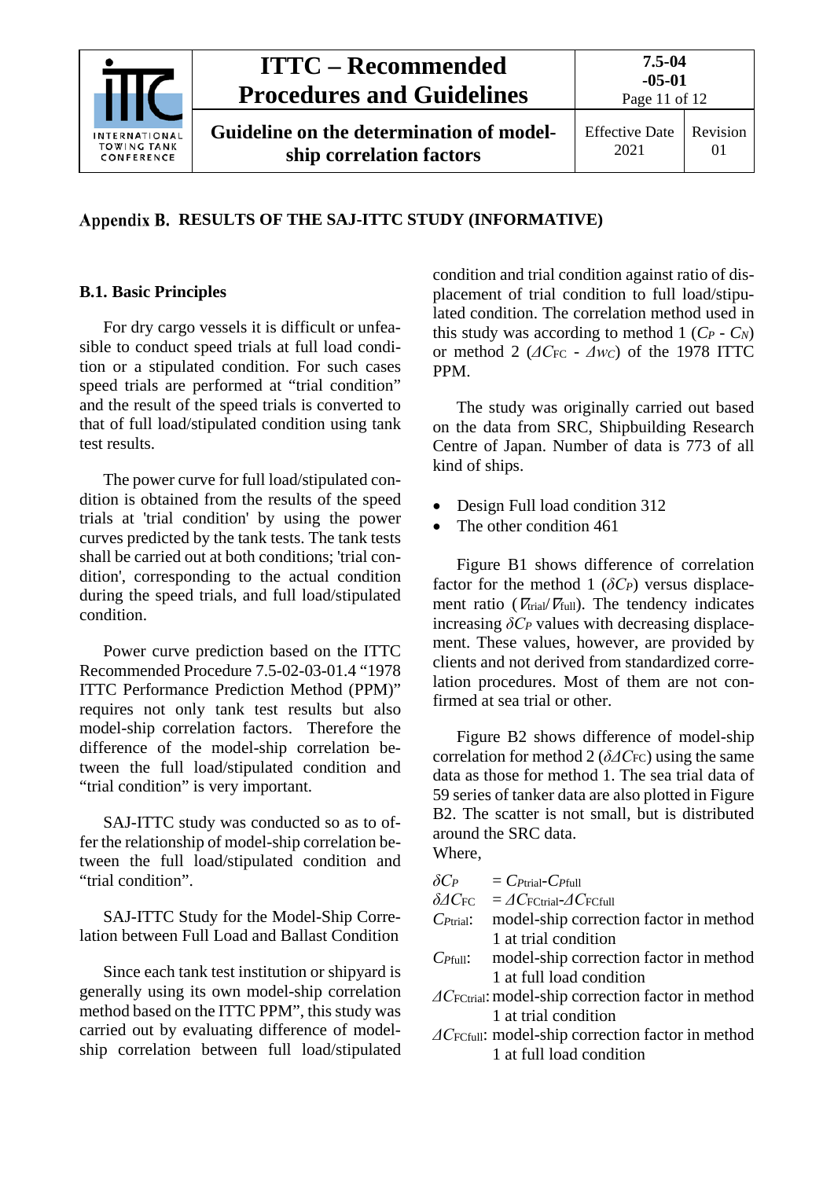## Appendix B. RESULTS OF THE SAJ-ITTC STUDY (INFORMATIVE)

### B.1. Basic Principles

For dry cargo vessels it is difficult or unfeasible to conduct speed trials at full load condition or a stipulated condition. For such cases speed trials are performed at "trial condition" and the result of the speed trials is converted to that of full load/stipulated condition using tank test results.

The power curve for full load/stipulated condition is obtained from the results of the speed trials at 'trial condition' by using the power curves predicted by the tank tests. The tank tests shall be carried out at both conditions; 'trial condition', corresponding to the actual condition during the speed trials, and full load/stipulated condition.

Power curve prediction based on the ITTC Recommended Procedure 7.5-02-03-01.4 "1978 ITTC Performance Prediction Method (PPM)" requires not only tank test results but also model-ship correlation factors. Therefore the difference of the model-ship correlation between the full load/stipulated condition and "trial condition" is very important.

SAJ-ITTC study was conducted so as to offer the relationship of model-ship correlation between the full load/stipulated condition and "trial condition".

SAJ-ITTC Study for the Model-Ship Correlation between Full Load and Ballast Condition

Since each tank test institution or shipyard is generally using its own model-ship correlation method based on the ITTC PPM", this study was carried out by evaluating difference of model-ship correlation between full load/stipulated condition and trial condition against ratio of displacement of trial condition to full load/stipulated condition. The correlation method used in this study was according to method 1 ($C_P$ - $C_N$) or method 2 ($\Delta C_{FC}$ - $\Delta w_C$) of the 1978 ITTC PPM.

The study was originally carried out based on the data from SRC, Shipbuilding Research Centre of Japan. Number of data is 773 of all kind of ships.

- Design Full load condition 312
- The other condition 461

Figure B1 shows difference of correlation factor for the method 1 ($\delta C_P$) versus displacement ratio ($\nabla_{\text{trial}}/\nabla_{\text{full}}$). The tendency indicates increasing $\delta C_P$ values with decreasing displacement. These values, however, are provided by clients and not derived from standardized correlation procedures. Most of them are not confirmed at sea trial or other.

Figure B2 shows difference of model-ship correlation for method 2 ($\delta\Delta C_{FC}$) using the same data as those for method 1. The sea trial data of 59 series of tanker data are also plotted in Figure B2. The scatter is not small, but is distributed around the SRC data.

Where,

$\delta C_P$ $= C_{P\text{trial}} - C_{P\text{full}}$

$\delta\Delta C_{FC}$ $= \Delta C_{FC\text{trial}} - \Delta C_{FC\text{full}}$

$C_{P\text{trial}}$: model-ship correction factor in method 1 at trial condition

$C_{P\text{full}}$: model-ship correction factor in method 1 at full load condition

$\Delta C_{FC\text{trial}}$: model-ship correction factor in method 1 at trial condition

$\Delta C_{FC\text{full}}$: model-ship correction factor in method 1 at full load condition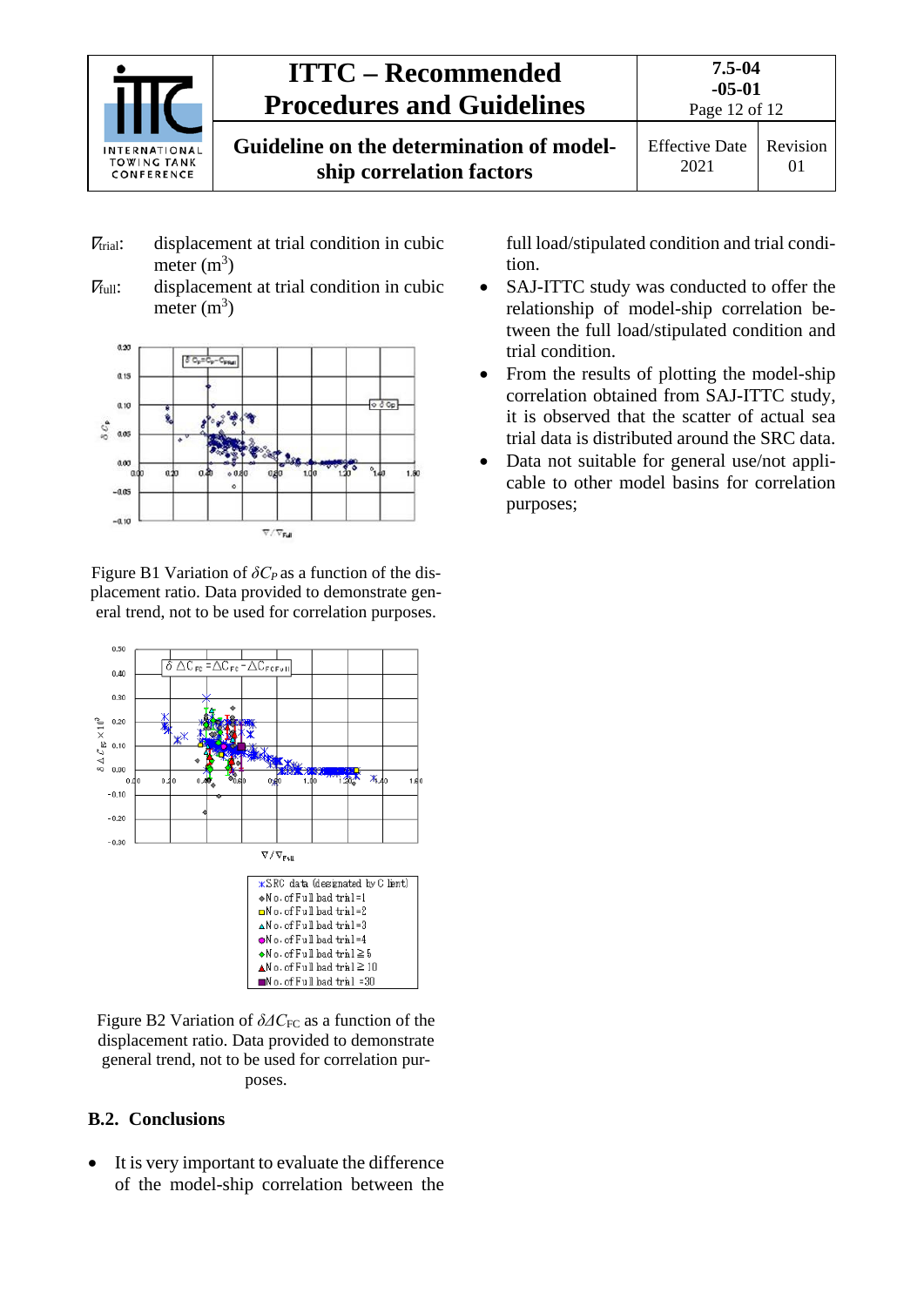$\nabla_{trial}$: displacement at trial condition in cubic meter ($m^3$)

$\nabla_{full}$: displacement at trial condition in cubic meter ($m^3$)

0.20
0.15
0.10
0.05
0.00
−0.05
−0.10
$\delta C_P$
$\delta C_P = C_P - C_{PFull}$
$\diamond$ $\delta C_P$
0.00
0.20
0.40
0.60
0.80
1.00
1.20
1.40
1.60
$\nabla / \nabla_{Full}$

Figure B1 Variation of $\delta C_P$ as a function of the displacement ratio. Data provided to demonstrate general trend, not to be used for correlation purposes.

0.50
0.40
0.30
0.20
0.10
0.00
−0.10
−0.20
−0.30
$\delta \Delta C_{FC} \times 10^3$
$\delta \Delta C_{FC} = \Delta C_{FC} - \Delta C_{FCFull}$
0.00
0.20
0.40
0.60
0.80
1.00
1.20
1.40
1.60
$\nabla / \nabla_{Full}$

SRC data (designated by Client)
No. of Full load trial=1
No. of Full load trial=2
No. of Full load trial=3
No. of Full load trial=4
No. of Full load trial ≧ 5
No. of Full load trial ≧ 10
No. of Full load trial =30

Figure B2 Variation of $\delta \Delta C_{FC}$ as a function of the displacement ratio. Data provided to demonstrate general trend, not to be used for correlation purposes.

### B.2. Conclusions

- It is very important to evaluate the difference of the model-ship correlation between the full load/stipulated condition and trial condition.
- SAJ-ITTC study was conducted to offer the relationship of model-ship correlation between the full load/stipulated condition and trial condition.
- From the results of plotting the model-ship correlation obtained from SAJ-ITTC study, it is observed that the scatter of actual sea trial data is distributed around the SRC data.
- Data not suitable for general use/not applicable to other model basins for correlation purposes;